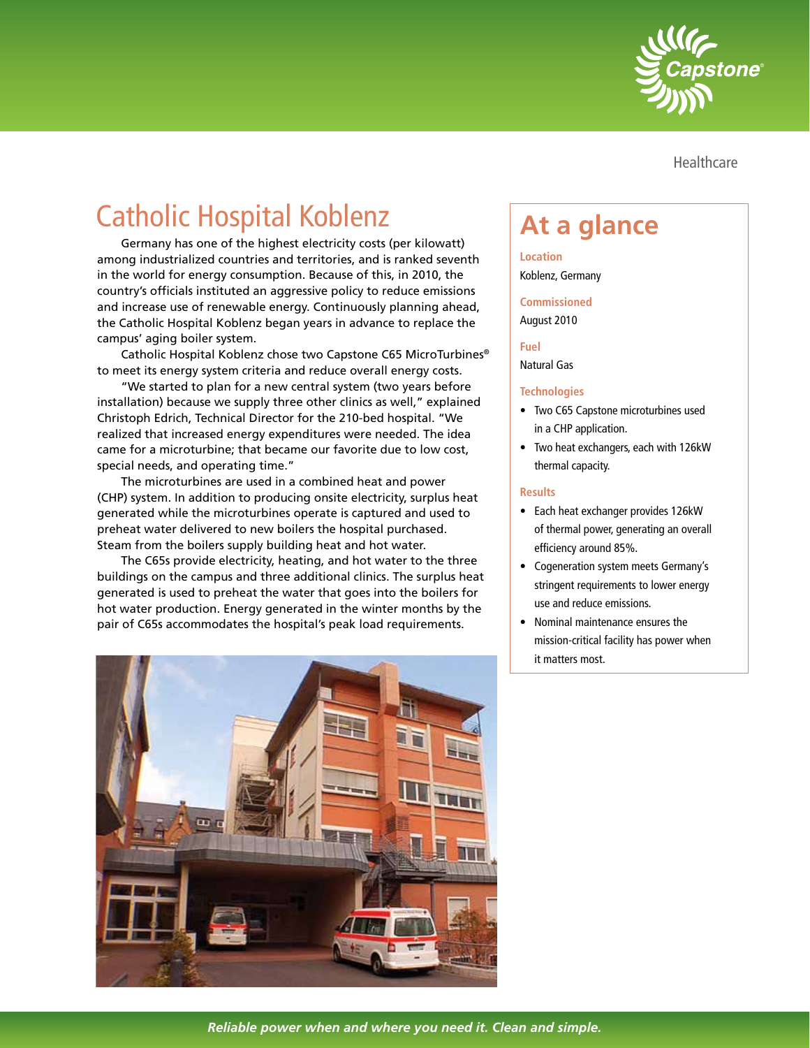Healthcare

# Catholic Hospital Koblenz

Germany has one of the highest electricity costs (per kilowatt) among industrialized countries and territories, and is ranked seventh in the world for energy consumption. Because of this, in 2010, the country's officials instituted an aggressive policy to reduce emissions and increase use of renewable energy. Continuously planning ahead, the Catholic Hospital Koblenz began years in advance to replace the campus' aging boiler system.

Catholic Hospital Koblenz chose two Capstone C65 MicroTurbines® to meet its energy system criteria and reduce overall energy costs.

"We started to plan for a new central system (two years before installation) because we supply three other clinics as well," explained Christoph Edrich, Technical Director for the 210-bed hospital. "We realized that increased energy expenditures were needed. The idea came for a microturbine; that became our favorite due to low cost, special needs, and operating time."

The microturbines are used in a combined heat and power (CHP) system. In addition to producing onsite electricity, surplus heat generated while the microturbines operate is captured and used to preheat water delivered to new boilers the hospital purchased. Steam from the boilers supply building heat and hot water.

The C65s provide electricity, heating, and hot water to the three buildings on the campus and three additional clinics. The surplus heat generated is used to preheat the water that goes into the boilers for hot water production. Energy generated in the winter months by the pair of C65s accommodates the hospital's peak load requirements.

## At a glance

**Location**
Koblenz, Germany

**Commissioned**
August 2010

**Fuel**
Natural Gas

**Technologies**

- Two C65 Capstone microturbines used in a CHP application.
- Two heat exchangers, each with 126kW thermal capacity.

**Results**

- Each heat exchanger provides 126kW of thermal power, generating an overall efficiency around 85%.
- Cogeneration system meets Germany's stringent requirements to lower energy use and reduce emissions.
- Nominal maintenance ensures the mission-critical facility has power when it matters most.

*Reliable power when and where you need it. Clean and simple.*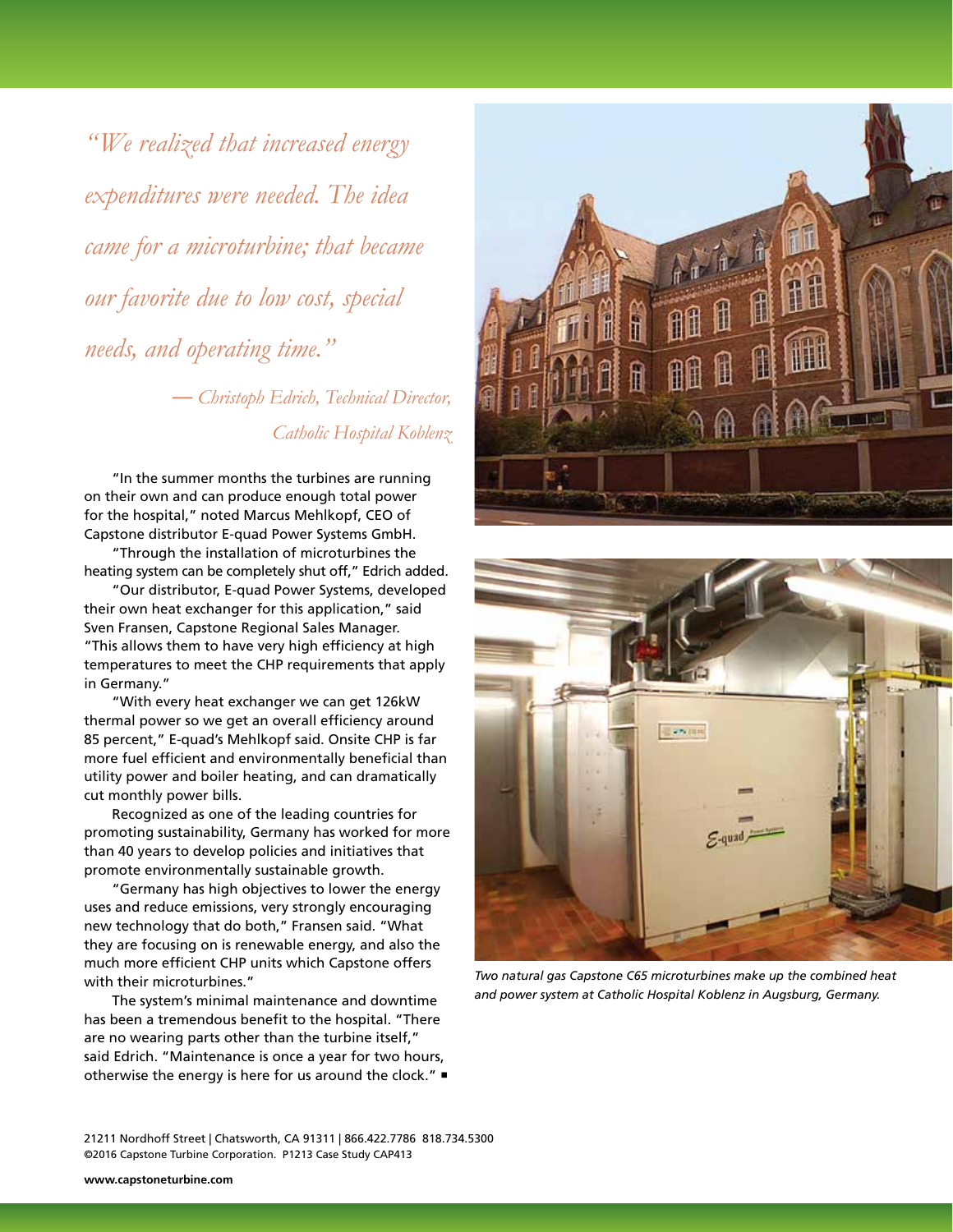*"We realized that increased energy expenditures were needed. The idea came for a microturbine; that became our favorite due to low cost, special needs, and operating time."*

*— Christoph Edrich, Technical Director, Catholic Hospital Koblenz*

"In the summer months the turbines are running on their own and can produce enough total power for the hospital," noted Marcus Mehlkopf, CEO of Capstone distributor E-quad Power Systems GmbH.

"Through the installation of microturbines the heating system can be completely shut off," Edrich added.

"Our distributor, E-quad Power Systems, developed their own heat exchanger for this application," said Sven Fransen, Capstone Regional Sales Manager. "This allows them to have very high efficiency at high temperatures to meet the CHP requirements that apply in Germany."

"With every heat exchanger we can get 126kW thermal power so we get an overall efficiency around 85 percent," E-quad's Mehlkopf said. Onsite CHP is far more fuel efficient and environmentally beneficial than utility power and boiler heating, and can dramatically cut monthly power bills.

Recognized as one of the leading countries for promoting sustainability, Germany has worked for more than 40 years to develop policies and initiatives that promote environmentally sustainable growth.

"Germany has high objectives to lower the energy uses and reduce emissions, very strongly encouraging new technology that do both," Fransen said. "What they are focusing on is renewable energy, and also the much more efficient CHP units which Capstone offers with their microturbines."

The system's minimal maintenance and downtime has been a tremendous benefit to the hospital. "There are no wearing parts other than the turbine itself," said Edrich. "Maintenance is once a year for two hours, otherwise the energy is here for us around the clock." ■

*Two natural gas Capstone C65 microturbines make up the combined heat and power system at Catholic Hospital Koblenz in Augsburg, Germany.*

21211 Nordhoff Street | Chatsworth, CA 91311 | 866.422.7786 818.734.5300
©2016 Capstone Turbine Corporation. P1213 Case Study CAP413

**www.capstoneturbine.com**